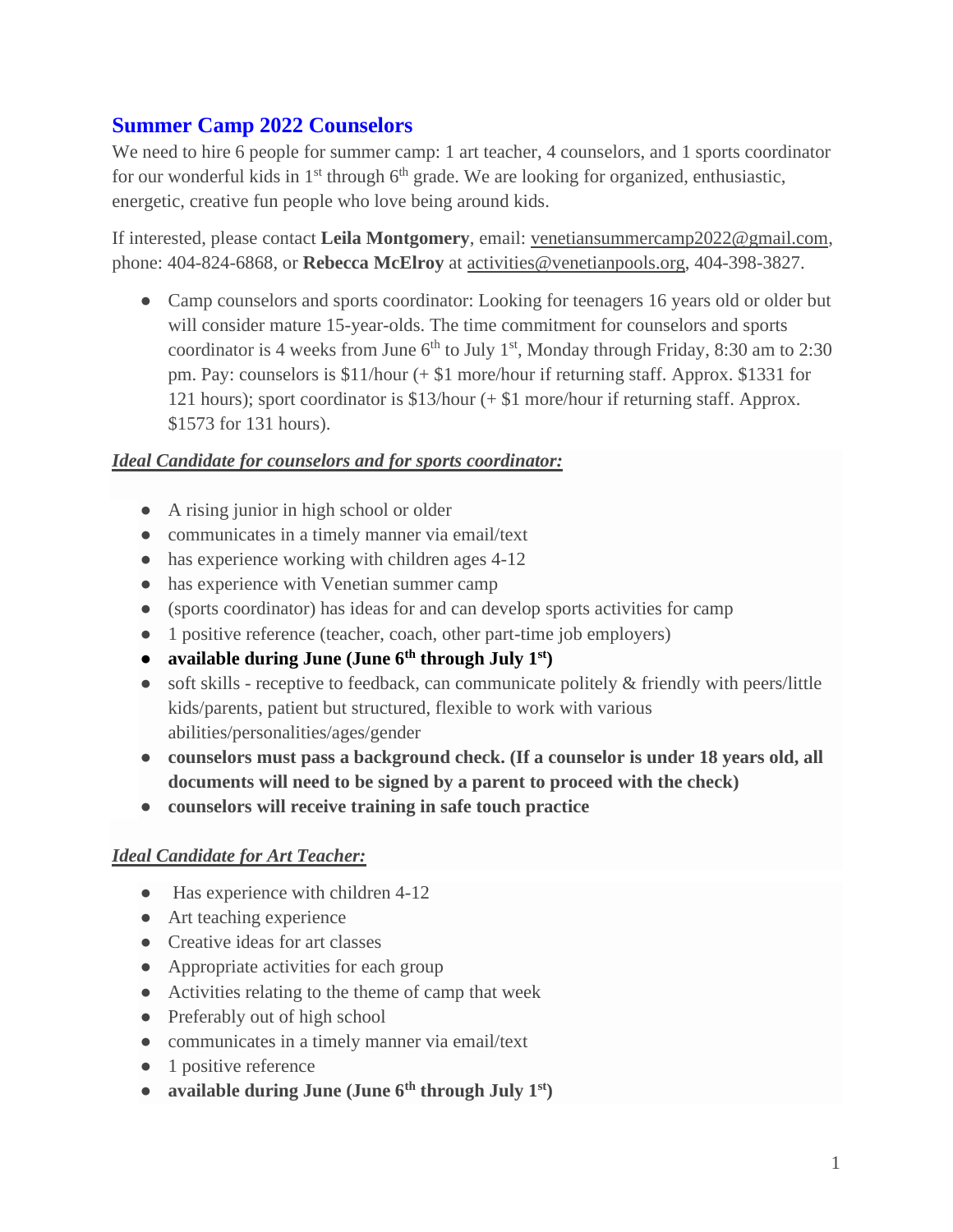## Summer Camp 2022 Counselors

We need to hire 6 people for summer camp: 1 art teacher, 4 counselors, and 1 sports coordinator for our wonderful kids in 1st through 6th grade. We are looking for organized, enthusiastic, energetic, creative fun people who love being around kids.

If interested, please contact **Leila Montgomery**, email: venetiansummercamp2022@gmail.com, phone: 404-824-6868, or **Rebecca McElroy** at activities@venetianpools.org, 404-398-3827.

- Camp counselors and sports coordinator: Looking for teenagers 16 years old or older but will consider mature 15-year-olds. The time commitment for counselors and sports coordinator is 4 weeks from June 6th to July 1st, Monday through Friday, 8:30 am to 2:30 pm. Pay: counselors is $11/hour (+ $1 more/hour if returning staff. Approx. $1331 for 121 hours); sport coordinator is $13/hour (+ $1 more/hour if returning staff. Approx. $1573 for 131 hours).

***Ideal Candidate for counselors and for sports coordinator:***

- A rising junior in high school or older
- communicates in a timely manner via email/text
- has experience working with children ages 4-12
- has experience with Venetian summer camp
- (sports coordinator) has ideas for and can develop sports activities for camp
- 1 positive reference (teacher, coach, other part-time job employers)
- **available during June (June 6th through July 1st)**
- soft skills - receptive to feedback, can communicate politely & friendly with peers/little kids/parents, patient but structured, flexible to work with various abilities/personalities/ages/gender
- **counselors must pass a background check. (If a counselor is under 18 years old, all documents will need to be signed by a parent to proceed with the check)**
- **counselors will receive training in safe touch practice**

***Ideal Candidate for Art Teacher:***

- Has experience with children 4-12
- Art teaching experience
- Creative ideas for art classes
- Appropriate activities for each group
- Activities relating to the theme of camp that week
- Preferably out of high school
- communicates in a timely manner via email/text
- 1 positive reference
- **available during June (June 6th through July 1st)**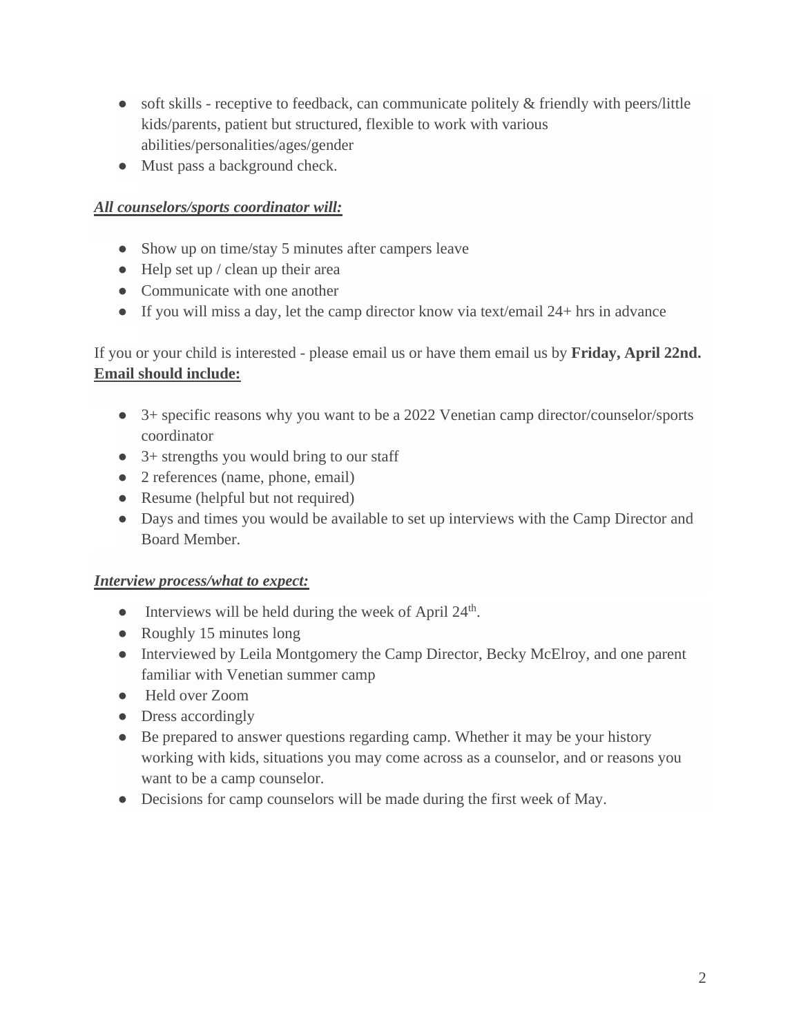- soft skills - receptive to feedback, can communicate politely & friendly with peers/little kids/parents, patient but structured, flexible to work with various abilities/personalities/ages/gender
- Must pass a background check.

***All counselors/sports coordinator will:***

- Show up on time/stay 5 minutes after campers leave
- Help set up / clean up their area
- Communicate with one another
- If you will miss a day, let the camp director know via text/email 24+ hrs in advance

If you or your child is interested - please email us or have them email us by **Friday, April 22nd.**
**Email should include:**

- 3+ specific reasons why you want to be a 2022 Venetian camp director/counselor/sports coordinator
- 3+ strengths you would bring to our staff
- 2 references (name, phone, email)
- Resume (helpful but not required)
- Days and times you would be available to set up interviews with the Camp Director and Board Member.

***Interview process/what to expect:***

- Interviews will be held during the week of April 24th.
- Roughly 15 minutes long
- Interviewed by Leila Montgomery the Camp Director, Becky McElroy, and one parent familiar with Venetian summer camp
- Held over Zoom
- Dress accordingly
- Be prepared to answer questions regarding camp. Whether it may be your history working with kids, situations you may come across as a counselor, and or reasons you want to be a camp counselor.
- Decisions for camp counselors will be made during the first week of May.